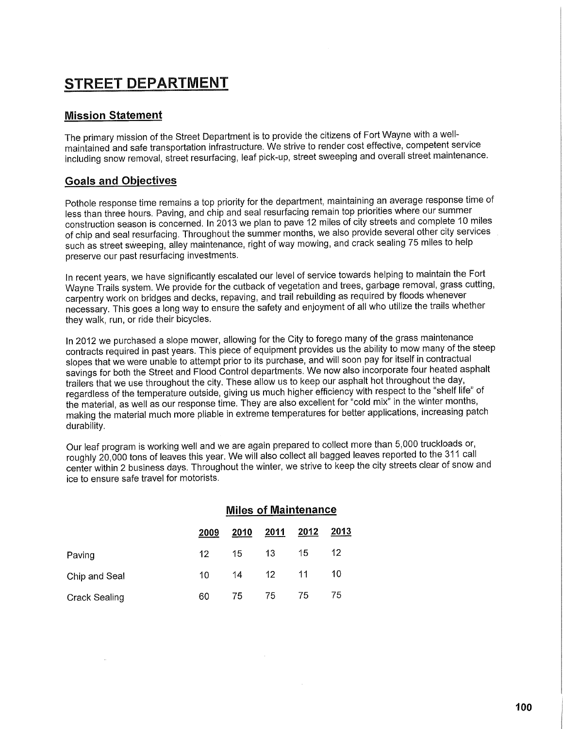# STREET DEPARTMENT

## Mission Statement

The primary mission of the Street Department is to provide the citizens of Fort Wayne with a well-maintained and safe transportation infrastructure. We strive to render cost effective, competent service including snow removal, street resurfacing, leaf pick-up, street sweeping and overall street maintenance.

## Goals and Objectives

Pothole response time remains a top priority for the department, maintaining an average response time of less than three hours. Paving, and chip and seal resurfacing remain top priorities where our summer construction season is concerned. In 2013 we plan to pave 12 miles of city streets and complete 10 miles of chip and seal resurfacing. Throughout the summer months, we also provide several other city services such as street sweeping, alley maintenance, right of way mowing, and crack sealing 75 miles to help preserve our past resurfacing investments.

In recent years, we have significantly escalated our level of service towards helping to maintain the Fort Wayne Trails system. We provide for the cutback of vegetation and trees, garbage removal, grass cutting, carpentry work on bridges and decks, repaving, and trail rebuilding as required by floods whenever necessary. This goes a long way to ensure the safety and enjoyment of all who utilize the trails whether they walk, run, or ride their bicycles.

In 2012 we purchased a slope mower, allowing for the City to forego many of the grass maintenance contracts required in past years. This piece of equipment provides us the ability to mow many of the steep slopes that we were unable to attempt prior to its purchase, and will soon pay for itself in contractual savings for both the Street and Flood Control departments. We now also incorporate four heated asphalt trailers that we use throughout the city. These allow us to keep our asphalt hot throughout the day, regardless of the temperature outside, giving us much higher efficiency with respect to the "shelf life" of the material, as well as our response time. They are also excellent for "cold mix" in the winter months, making the material much more pliable in extreme temperatures for better applications, increasing patch durability.

Our leaf program is working well and we are again prepared to collect more than 5,000 truckloads or, roughly 20,000 tons of leaves this year. We will also collect all bagged leaves reported to the 311 call center within 2 business days. Throughout the winter, we strive to keep the city streets clear of snow and ice to ensure safe travel for motorists.

### Miles of Maintenance

| | 2009 | 2010 | 2011 | 2012 | 2013 |
|---|---|---|---|---|---|
| Paving | 12 | 15 | 13 | 15 | 12 |
| Chip and Seal | 10 | 14 | 12 | 11 | 10 |
| Crack Sealing | 60 | 75 | 75 | 75 | 75 |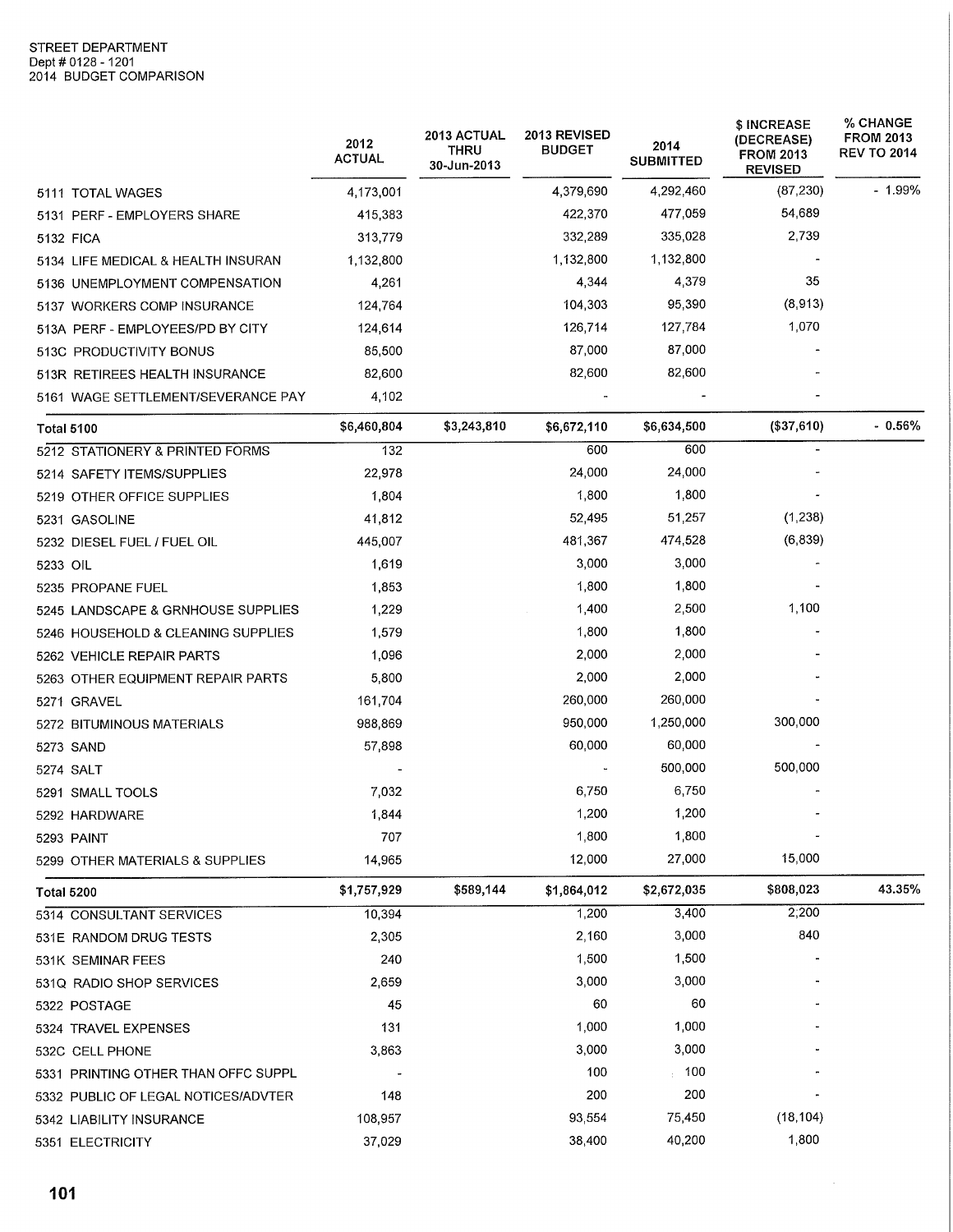STREET DEPARTMENT
Dept # 0128 - 1201
2014 BUDGET COMPARISON

| | 2012 ACTUAL | 2013 ACTUAL THRU 30-Jun-2013 | 2013 REVISED BUDGET | 2014 SUBMITTED | $ INCREASE (DECREASE) FROM 2013 REVISED | % CHANGE FROM 2013 REV TO 2014 |
|---|---|---|---|---|---|---|
| 5111 TOTAL WAGES | 4,173,001 | | 4,379,690 | 4,292,460 | (87,230) | - 1.99% |
| 5131 PERF - EMPLOYERS SHARE | 415,383 | | 422,370 | 477,059 | 54,689 | |
| 5132 FICA | 313,779 | | 332,289 | 335,028 | 2,739 | |
| 5134 LIFE MEDICAL & HEALTH INSURAN | 1,132,800 | | 1,132,800 | 1,132,800 | - | |
| 5136 UNEMPLOYMENT COMPENSATION | 4,261 | | 4,344 | 4,379 | 35 | |
| 5137 WORKERS COMP INSURANCE | 124,764 | | 104,303 | 95,390 | (8,913) | |
| 513A PERF - EMPLOYEES/PD BY CITY | 124,614 | | 126,714 | 127,784 | 1,070 | |
| 513C PRODUCTIVITY BONUS | 85,500 | | 87,000 | 87,000 | - | |
| 513R RETIREES HEALTH INSURANCE | 82,600 | | 82,600 | 82,600 | - | |
| 5161 WAGE SETTLEMENT/SEVERANCE PAY | 4,102 | | - | - | - | |
| **Total 5100** | **$6,460,804** | **$3,243,810** | **$6,672,110** | **$6,634,500** | **($37,610)** | **- 0.56%** |
| 5212 STATIONERY & PRINTED FORMS | 132 | | 600 | 600 | - | |
| 5214 SAFETY ITEMS/SUPPLIES | 22,978 | | 24,000 | 24,000 | - | |
| 5219 OTHER OFFICE SUPPLIES | 1,804 | | 1,800 | 1,800 | - | |
| 5231 GASOLINE | 41,812 | | 52,495 | 51,257 | (1,238) | |
| 5232 DIESEL FUEL / FUEL OIL | 445,007 | | 481,367 | 474,528 | (6,839) | |
| 5233 OIL | 1,619 | | 3,000 | 3,000 | - | |
| 5235 PROPANE FUEL | 1,853 | | 1,800 | 1,800 | - | |
| 5245 LANDSCAPE & GRNHOUSE SUPPLIES | 1,229 | | 1,400 | 2,500 | 1,100 | |
| 5246 HOUSEHOLD & CLEANING SUPPLIES | 1,579 | | 1,800 | 1,800 | - | |
| 5262 VEHICLE REPAIR PARTS | 1,096 | | 2,000 | 2,000 | - | |
| 5263 OTHER EQUIPMENT REPAIR PARTS | 5,800 | | 2,000 | 2,000 | - | |
| 5271 GRAVEL | 161,704 | | 260,000 | 260,000 | - | |
| 5272 BITUMINOUS MATERIALS | 988,869 | | 950,000 | 1,250,000 | 300,000 | |
| 5273 SAND | 57,898 | | 60,000 | 60,000 | - | |
| 5274 SALT | - | | - | 500,000 | 500,000 | |
| 5291 SMALL TOOLS | 7,032 | | 6,750 | 6,750 | - | |
| 5292 HARDWARE | 1,844 | | 1,200 | 1,200 | - | |
| 5293 PAINT | 707 | | 1,800 | 1,800 | - | |
| 5299 OTHER MATERIALS & SUPPLIES | 14,965 | | 12,000 | 27,000 | 15,000 | |
| **Total 5200** | **$1,757,929** | **$589,144** | **$1,864,012** | **$2,672,035** | **$808,023** | **43.35%** |
| 5314 CONSULTANT SERVICES | 10,394 | | 1,200 | 3,400 | 2,200 | |
| 531E RANDOM DRUG TESTS | 2,305 | | 2,160 | 3,000 | 840 | |
| 531K SEMINAR FEES | 240 | | 1,500 | 1,500 | - | |
| 531Q RADIO SHOP SERVICES | 2,659 | | 3,000 | 3,000 | - | |
| 5322 POSTAGE | 45 | | 60 | 60 | - | |
| 5324 TRAVEL EXPENSES | 131 | | 1,000 | 1,000 | - | |
| 532C CELL PHONE | 3,863 | | 3,000 | 3,000 | - | |
| 5331 PRINTING OTHER THAN OFFC SUPPL | - | | 100 | 100 | - | |
| 5332 PUBLIC OF LEGAL NOTICES/ADVTER | 148 | | 200 | 200 | - | |
| 5342 LIABILITY INSURANCE | 108,957 | | 93,554 | 75,450 | (18,104) | |
| 5351 ELECTRICITY | 37,029 | | 38,400 | 40,200 | 1,800 | |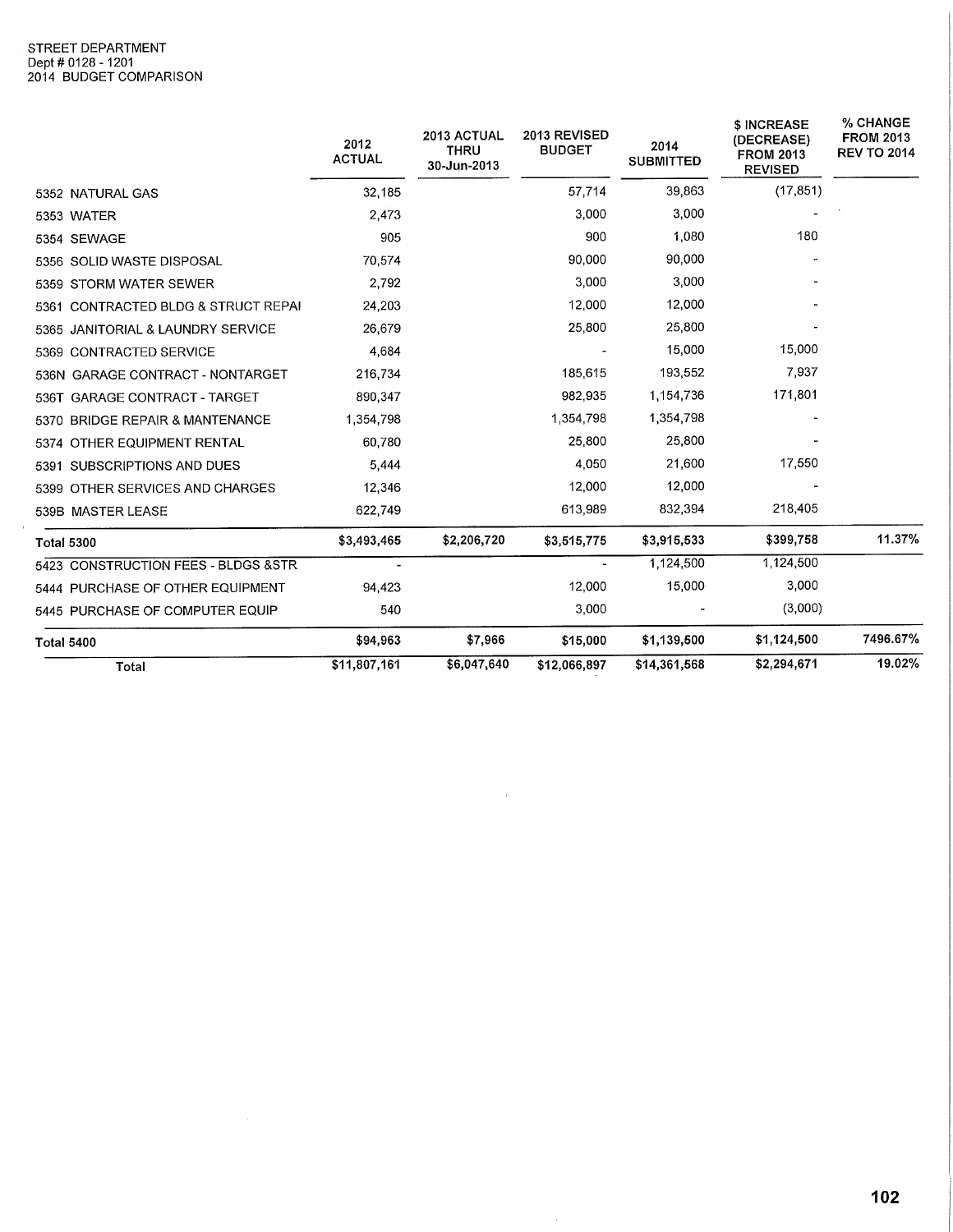STREET DEPARTMENT
Dept # 0128 - 1201
2014 BUDGET COMPARISON

| | 2012 ACTUAL | 2013 ACTUAL THRU 30-Jun-2013 | 2013 REVISED BUDGET | 2014 SUBMITTED | $ INCREASE (DECREASE) FROM 2013 REVISED | % CHANGE FROM 2013 REV TO 2014 |
|---|---|---|---|---|---|---|
| 5352 NATURAL GAS | 32,185 | | 57,714 | 39,863 | (17,851) | |
| 5353 WATER | 2,473 | | 3,000 | 3,000 | - | |
| 5354 SEWAGE | 905 | | 900 | 1,080 | 180 | |
| 5356 SOLID WASTE DISPOSAL | 70,574 | | 90,000 | 90,000 | - | |
| 5359 STORM WATER SEWER | 2,792 | | 3,000 | 3,000 | - | |
| 5361 CONTRACTED BLDG & STRUCT REPAI | 24,203 | | 12,000 | 12,000 | - | |
| 5365 JANITORIAL & LAUNDRY SERVICE | 26,679 | | 25,800 | 25,800 | - | |
| 5369 CONTRACTED SERVICE | 4,684 | | - | 15,000 | 15,000 | |
| 536N GARAGE CONTRACT - NONTARGET | 216,734 | | 185,615 | 193,552 | 7,937 | |
| 536T GARAGE CONTRACT - TARGET | 890,347 | | 982,935 | 1,154,736 | 171,801 | |
| 5370 BRIDGE REPAIR & MANTENANCE | 1,354,798 | | 1,354,798 | 1,354,798 | - | |
| 5374 OTHER EQUIPMENT RENTAL | 60,780 | | 25,800 | 25,800 | - | |
| 5391 SUBSCRIPTIONS AND DUES | 5,444 | | 4,050 | 21,600 | 17,550 | |
| 5399 OTHER SERVICES AND CHARGES | 12,346 | | 12,000 | 12,000 | - | |
| 539B MASTER LEASE | 622,749 | | 613,989 | 832,394 | 218,405 | |
| **Total 5300** | **$3,493,465** | **$2,206,720** | **$3,515,775** | **$3,915,533** | **$399,758** | **11.37%** |
| 5423 CONSTRUCTION FEES - BLDGS &STR | - | | - | 1,124,500 | 1,124,500 | |
| 5444 PURCHASE OF OTHER EQUIPMENT | 94,423 | | 12,000 | 15,000 | 3,000 | |
| 5445 PURCHASE OF COMPUTER EQUIP | 540 | | 3,000 | - | (3,000) | |
| **Total 5400** | **$94,963** | **$7,966** | **$15,000** | **$1,139,500** | **$1,124,500** | **7496.67%** |
| Total | $11,807,161 | $6,047,640 | $12,066,897 | $14,361,568 | $2,294,671 | 19.02% |